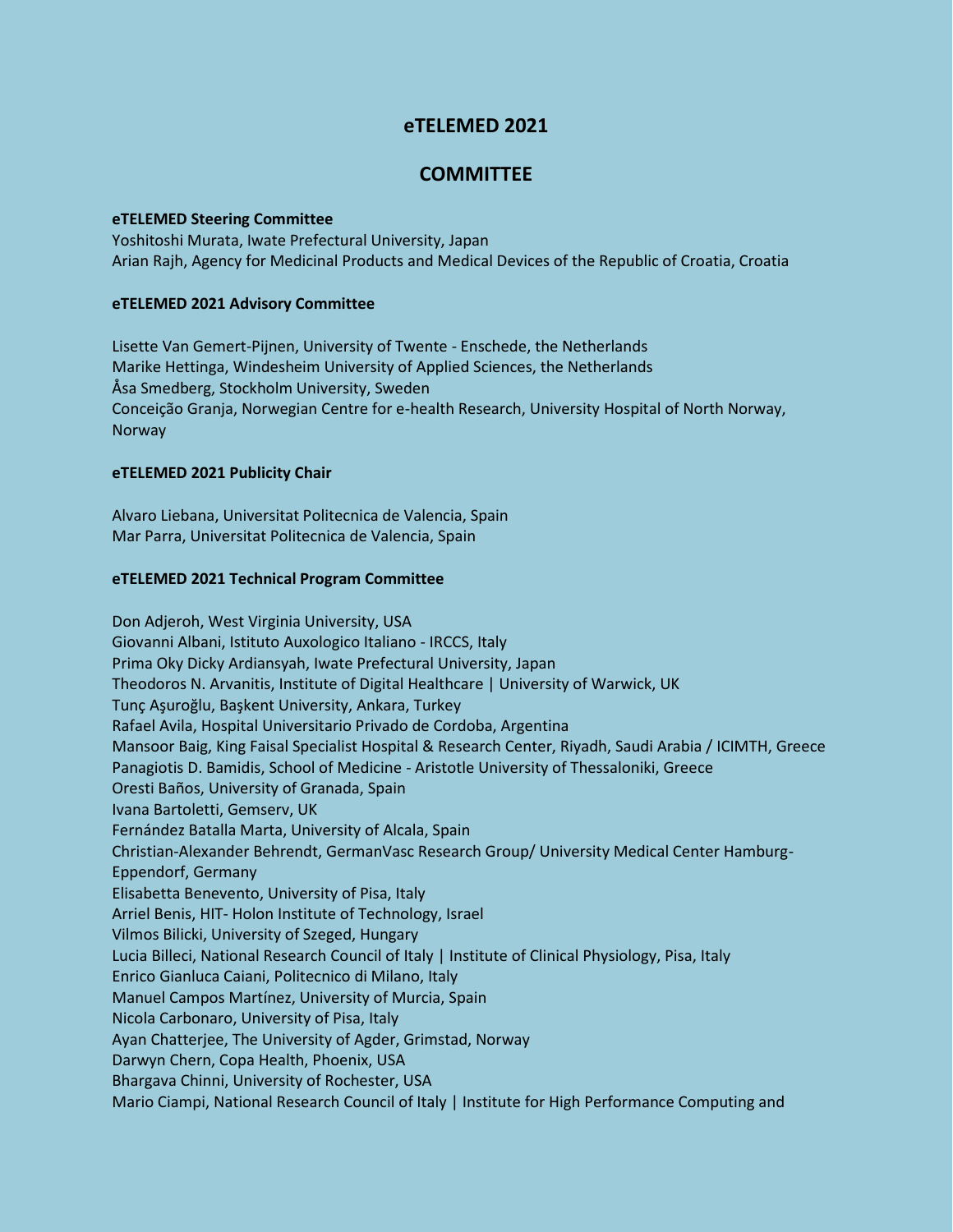# eTELEMED 2021

## COMMITTEE

**eTELEMED Steering Committee**

Yoshitoshi Murata, Iwate Prefectural University, Japan
Arian Rajh, Agency for Medicinal Products and Medical Devices of the Republic of Croatia, Croatia

**eTELEMED 2021 Advisory Committee**

Lisette Van Gemert-Pijnen, University of Twente - Enschede, the Netherlands
Marike Hettinga, Windesheim University of Applied Sciences, the Netherlands
Åsa Smedberg, Stockholm University, Sweden
Conceição Granja, Norwegian Centre for e-health Research, University Hospital of North Norway, Norway

**eTELEMED 2021 Publicity Chair**

Alvaro Liebana, Universitat Politecnica de Valencia, Spain
Mar Parra, Universitat Politecnica de Valencia, Spain

**eTELEMED 2021 Technical Program Committee**

Don Adjeroh, West Virginia University, USA
Giovanni Albani, Istituto Auxologico Italiano - IRCCS, Italy
Prima Oky Dicky Ardiansyah, Iwate Prefectural University, Japan
Theodoros N. Arvanitis, Institute of Digital Healthcare | University of Warwick, UK
Tunç Aşuroğlu, Başkent University, Ankara, Turkey
Rafael Avila, Hospital Universitario Privado de Cordoba, Argentina
Mansoor Baig, King Faisal Specialist Hospital & Research Center, Riyadh, Saudi Arabia / ICIMTH, Greece
Panagiotis D. Bamidis, School of Medicine - Aristotle University of Thessaloniki, Greece
Oresti Baños, University of Granada, Spain
Ivana Bartoletti, Gemserv, UK
Fernández Batalla Marta, University of Alcala, Spain
Christian-Alexander Behrendt, GermanVasc Research Group/ University Medical Center Hamburg-Eppendorf, Germany
Elisabetta Benevento, University of Pisa, Italy
Arriel Benis, HIT- Holon Institute of Technology, Israel
Vilmos Bilicki, University of Szeged, Hungary
Lucia Billeci, National Research Council of Italy | Institute of Clinical Physiology, Pisa, Italy
Enrico Gianluca Caiani, Politecnico di Milano, Italy
Manuel Campos Martínez, University of Murcia, Spain
Nicola Carbonaro, University of Pisa, Italy
Ayan Chatterjee, The University of Agder, Grimstad, Norway
Darwyn Chern, Copa Health, Phoenix, USA
Bhargava Chinni, University of Rochester, USA
Mario Ciampi, National Research Council of Italy | Institute for High Performance Computing and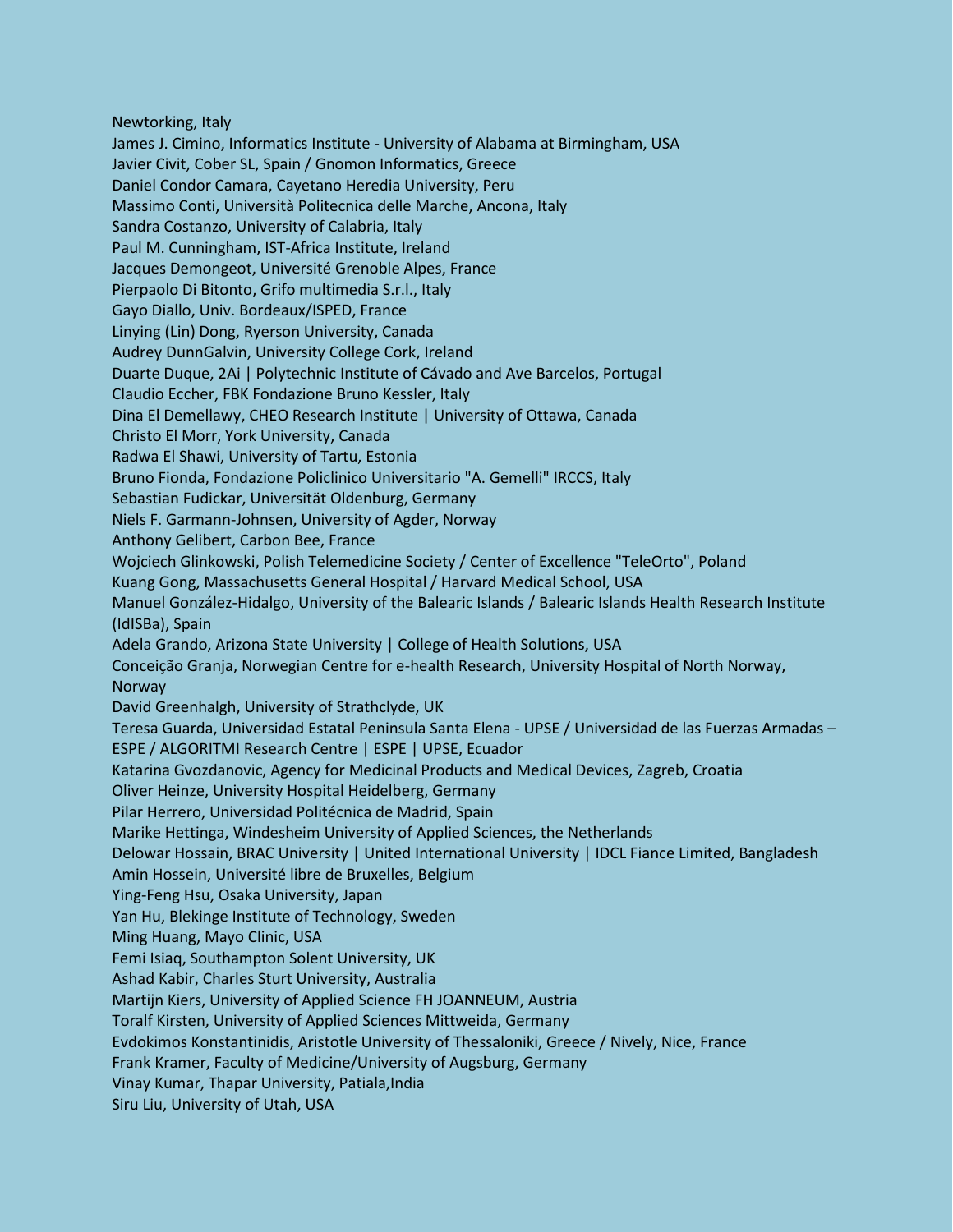Newtorking, Italy
James J. Cimino, Informatics Institute - University of Alabama at Birmingham, USA
Javier Civit, Cober SL, Spain / Gnomon Informatics, Greece
Daniel Condor Camara, Cayetano Heredia University, Peru
Massimo Conti, Università Politecnica delle Marche, Ancona, Italy
Sandra Costanzo, University of Calabria, Italy
Paul M. Cunningham, IST-Africa Institute, Ireland
Jacques Demongeot, Université Grenoble Alpes, France
Pierpaolo Di Bitonto, Grifo multimedia S.r.l., Italy
Gayo Diallo, Univ. Bordeaux/ISPED, France
Linying (Lin) Dong, Ryerson University, Canada
Audrey DunnGalvin, University College Cork, Ireland
Duarte Duque, 2Ai | Polytechnic Institute of Cávado and Ave Barcelos, Portugal
Claudio Eccher, FBK Fondazione Bruno Kessler, Italy
Dina El Demellawy, CHEO Research Institute | University of Ottawa, Canada
Christo El Morr, York University, Canada
Radwa El Shawi, University of Tartu, Estonia
Bruno Fionda, Fondazione Policlinico Universitario "A. Gemelli" IRCCS, Italy
Sebastian Fudickar, Universität Oldenburg, Germany
Niels F. Garmann-Johnsen, University of Agder, Norway
Anthony Gelibert, Carbon Bee, France
Wojciech Glinkowski, Polish Telemedicine Society / Center of Excellence "TeleOrto", Poland
Kuang Gong, Massachusetts General Hospital / Harvard Medical School, USA
Manuel González-Hidalgo, University of the Balearic Islands / Balearic Islands Health Research Institute (IdISBa), Spain
Adela Grando, Arizona State University | College of Health Solutions, USA
Conceição Granja, Norwegian Centre for e-health Research, University Hospital of North Norway, Norway
David Greenhalgh, University of Strathclyde, UK
Teresa Guarda, Universidad Estatal Peninsula Santa Elena - UPSE / Universidad de las Fuerzas Armadas – ESPE / ALGORITMI Research Centre | ESPE | UPSE, Ecuador
Katarina Gvozdanovic, Agency for Medicinal Products and Medical Devices, Zagreb, Croatia
Oliver Heinze, University Hospital Heidelberg, Germany
Pilar Herrero, Universidad Politécnica de Madrid, Spain
Marike Hettinga, Windesheim University of Applied Sciences, the Netherlands
Delowar Hossain, BRAC University | United International University | IDCL Fiance Limited, Bangladesh
Amin Hossein, Université libre de Bruxelles, Belgium
Ying-Feng Hsu, Osaka University, Japan
Yan Hu, Blekinge Institute of Technology, Sweden
Ming Huang, Mayo Clinic, USA
Femi Isiaq, Southampton Solent University, UK
Ashad Kabir, Charles Sturt University, Australia
Martijn Kiers, University of Applied Science FH JOANNEUM, Austria
Toralf Kirsten, University of Applied Sciences Mittweida, Germany
Evdokimos Konstantinidis, Aristotle University of Thessaloniki, Greece / Nively, Nice, France
Frank Kramer, Faculty of Medicine/University of Augsburg, Germany
Vinay Kumar, Thapar University, Patiala,India
Siru Liu, University of Utah, USA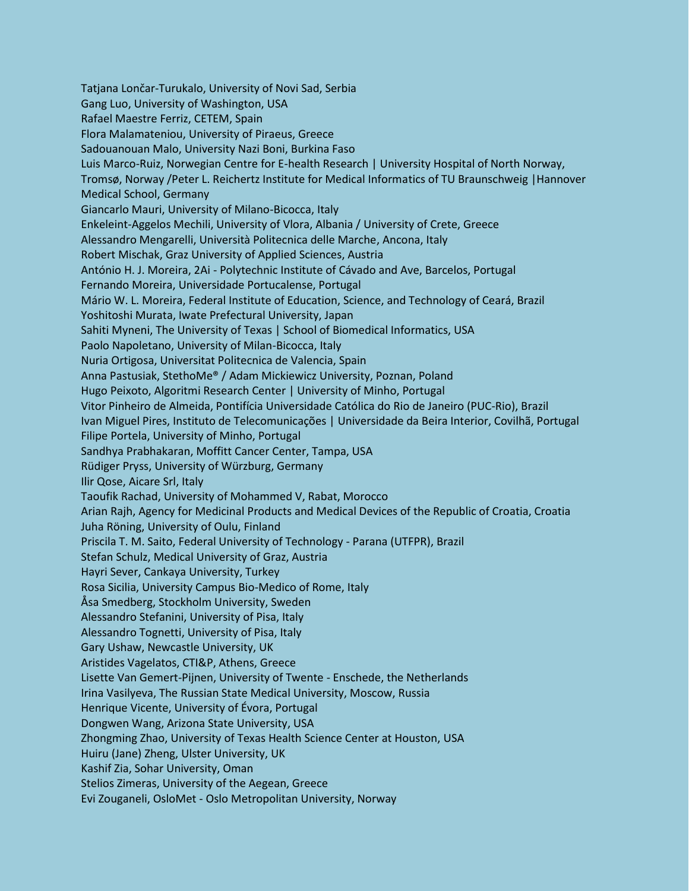Tatjana Lončar-Turukalo, University of Novi Sad, Serbia
Gang Luo, University of Washington, USA
Rafael Maestre Ferriz, CETEM, Spain
Flora Malamateniou, University of Piraeus, Greece
Sadouanouan Malo, University Nazi Boni, Burkina Faso
Luis Marco-Ruiz, Norwegian Centre for E-health Research | University Hospital of North Norway, Tromsø, Norway /Peter L. Reichertz Institute for Medical Informatics of TU Braunschweig |Hannover Medical School, Germany
Giancarlo Mauri, University of Milano-Bicocca, Italy
Enkeleint-Aggelos Mechili, University of Vlora, Albania / University of Crete, Greece
Alessandro Mengarelli, Università Politecnica delle Marche, Ancona, Italy
Robert Mischak, Graz University of Applied Sciences, Austria
António H. J. Moreira, 2Ai - Polytechnic Institute of Cávado and Ave, Barcelos, Portugal
Fernando Moreira, Universidade Portucalense, Portugal
Mário W. L. Moreira, Federal Institute of Education, Science, and Technology of Ceará, Brazil
Yoshitoshi Murata, Iwate Prefectural University, Japan
Sahiti Myneni, The University of Texas | School of Biomedical Informatics, USA
Paolo Napoletano, University of Milan-Bicocca, Italy
Nuria Ortigosa, Universitat Politecnica de Valencia, Spain
Anna Pastusiak, StethoMe® / Adam Mickiewicz University, Poznan, Poland
Hugo Peixoto, Algoritmi Research Center | University of Minho, Portugal
Vitor Pinheiro de Almeida, Pontifícia Universidade Católica do Rio de Janeiro (PUC-Rio), Brazil
Ivan Miguel Pires, Instituto de Telecomunicações | Universidade da Beira Interior, Covilhã, Portugal
Filipe Portela, University of Minho, Portugal
Sandhya Prabhakaran, Moffitt Cancer Center, Tampa, USA
Rüdiger Pryss, University of Würzburg, Germany
Ilir Qose, Aicare Srl, Italy
Taoufik Rachad, University of Mohammed V, Rabat, Morocco
Arian Rajh, Agency for Medicinal Products and Medical Devices of the Republic of Croatia, Croatia
Juha Röning, University of Oulu, Finland
Priscila T. M. Saito, Federal University of Technology - Parana (UTFPR), Brazil
Stefan Schulz, Medical University of Graz, Austria
Hayri Sever, Cankaya University, Turkey
Rosa Sicilia, University Campus Bio-Medico of Rome, Italy
Åsa Smedberg, Stockholm University, Sweden
Alessandro Stefanini, University of Pisa, Italy
Alessandro Tognetti, University of Pisa, Italy
Gary Ushaw, Newcastle University, UK
Aristides Vagelatos, CTI&P, Athens, Greece
Lisette Van Gemert-Pijnen, University of Twente - Enschede, the Netherlands
Irina Vasilyeva, The Russian State Medical University, Moscow, Russia
Henrique Vicente, University of Évora, Portugal
Dongwen Wang, Arizona State University, USA
Zhongming Zhao, University of Texas Health Science Center at Houston, USA
Huiru (Jane) Zheng, Ulster University, UK
Kashif Zia, Sohar University, Oman
Stelios Zimeras, University of the Aegean, Greece
Evi Zouganeli, OsloMet - Oslo Metropolitan University, Norway